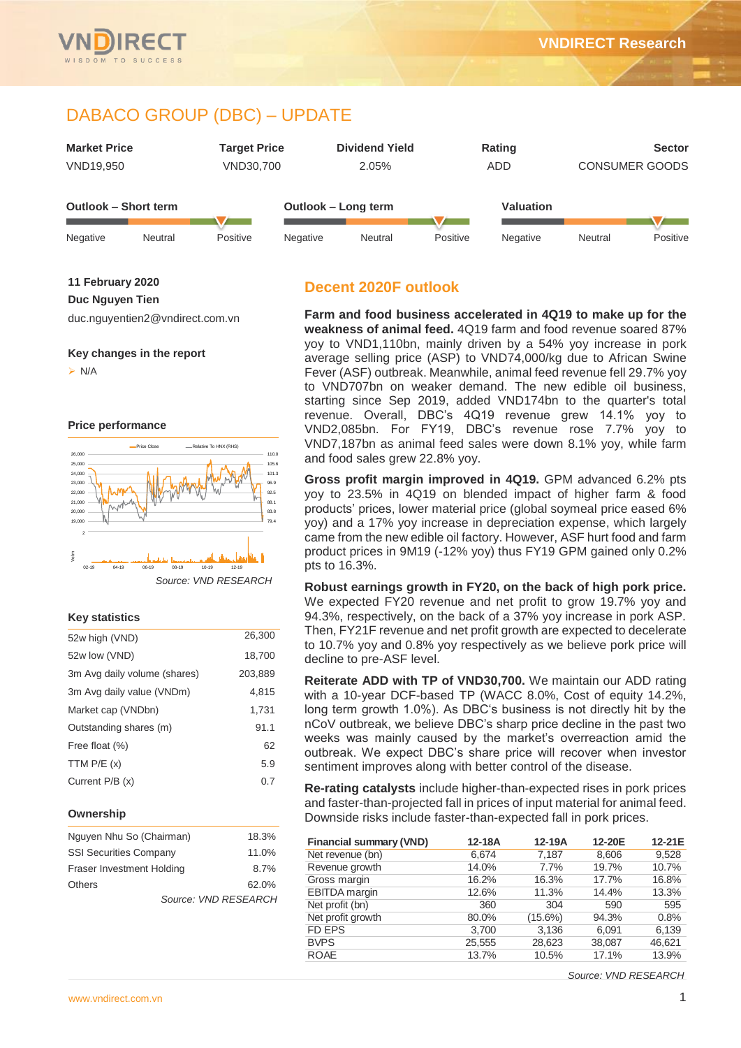# DABACO GROUP (DBC) – UPDATE

| Market Price | Target Price | Dividend Yield | Rating | Sector |
|---|---|---|---|---|
| VND19,950 | VND30,700 | 2.05% | ADD | CONSUMER GOODS |

**Outlook – Short term:** Negative | Neutral | Positive

**Outlook – Long term:** Negative | Neutral | Positive

**Valuation:** Negative | Neutral | Positive

**11 February 2020**

**Duc Nguyen Tien**

duc.nguyentien2@vndirect.com.vn

**Key changes in the report**

- N/A

**Price performance**

Source: VND RESEARCH

**Key statistics**

| | |
|---|---|
| 52w high (VND) | 26,300 |
| 52w low (VND) | 18,700 |
| 3m Avg daily volume (shares) | 203,889 |
| 3m Avg daily value (VNDm) | 4,815 |
| Market cap (VNDbn) | 1,731 |
| Outstanding shares (m) | 91.1 |
| Free float (%) | 62 |
| TTM P/E (x) | 5.9 |
| Current P/B (x) | 0.7 |

**Ownership**

| | |
|---|---|
| Nguyen Nhu So (Chairman) | 18.3% |
| SSI Securities Company | 11.0% |
| Fraser Investment Holding | 8.7% |
| Others | 62.0% |

*Source: VND RESEARCH*

## Decent 2020F outlook

**Farm and food business accelerated in 4Q19 to make up for the weakness of animal feed.** 4Q19 farm and food revenue soared 87% yoy to VND1,110bn, mainly driven by a 54% yoy increase in pork average selling price (ASP) to VND74,000/kg due to African Swine Fever (ASF) outbreak. Meanwhile, animal feed revenue fell 29.7% yoy to VND707bn on weaker demand. The new edible oil business, starting since Sep 2019, added VND174bn to the quarter's total revenue. Overall, DBC's 4Q19 revenue grew 14.1% yoy to VND2,085bn. For FY19, DBC's revenue rose 7.7% yoy to VND7,187bn as animal feed sales were down 8.1% yoy, while farm and food sales grew 22.8% yoy.

**Gross profit margin improved in 4Q19.** GPM advanced 6.2% pts yoy to 23.5% in 4Q19 on blended impact of higher farm & food products' prices, lower material price (global soymeal price eased 6% yoy) and a 17% yoy increase in depreciation expense, which largely came from the new edible oil factory. However, ASF hurt food and farm product prices in 9M19 (-12% yoy) thus FY19 GPM gained only 0.2% pts to 16.3%.

**Robust earnings growth in FY20, on the back of high pork price.** We expected FY20 revenue and net profit to grow 19.7% yoy and 94.3%, respectively, on the back of a 37% yoy increase in pork ASP. Then, FY21F revenue and net profit growth are expected to decelerate to 10.7% yoy and 0.8% yoy respectively as we believe pork price will decline to pre-ASF level.

**Reiterate ADD with TP of VND30,700.** We maintain our ADD rating with a 10-year DCF-based TP (WACC 8.0%, Cost of equity 14.2%, long term growth 1.0%). As DBC's business is not directly hit by the nCoV outbreak, we believe DBC's sharp price decline in the past two weeks was mainly caused by the market's overreaction amid the outbreak. We expect DBC's share price will recover when investor sentiment improves along with better control of the disease.

**Re-rating catalysts** include higher-than-expected rises in pork prices and faster-than-projected fall in prices of input material for animal feed. Downside risks include faster-than-expected fall in pork prices.

| Financial summary (VND) | 12-18A | 12-19A | 12-20E | 12-21E |
|---|---|---|---|---|
| Net revenue (bn) | 6,674 | 7,187 | 8,606 | 9,528 |
| Revenue growth | 14.0% | 7.7% | 19.7% | 10.7% |
| Gross margin | 16.2% | 16.3% | 17.7% | 16.8% |
| EBITDA margin | 12.6% | 11.3% | 14.4% | 13.3% |
| Net profit (bn) | 360 | 304 | 590 | 595 |
| Net profit growth | 80.0% | (15.6%) | 94.3% | 0.8% |
| FD EPS | 3,700 | 3,136 | 6,091 | 6,139 |
| BVPS | 25,555 | 28,623 | 38,087 | 46,621 |
| ROAE | 13.7% | 10.5% | 17.1% | 13.9% |

*Source: VND RESEARCH*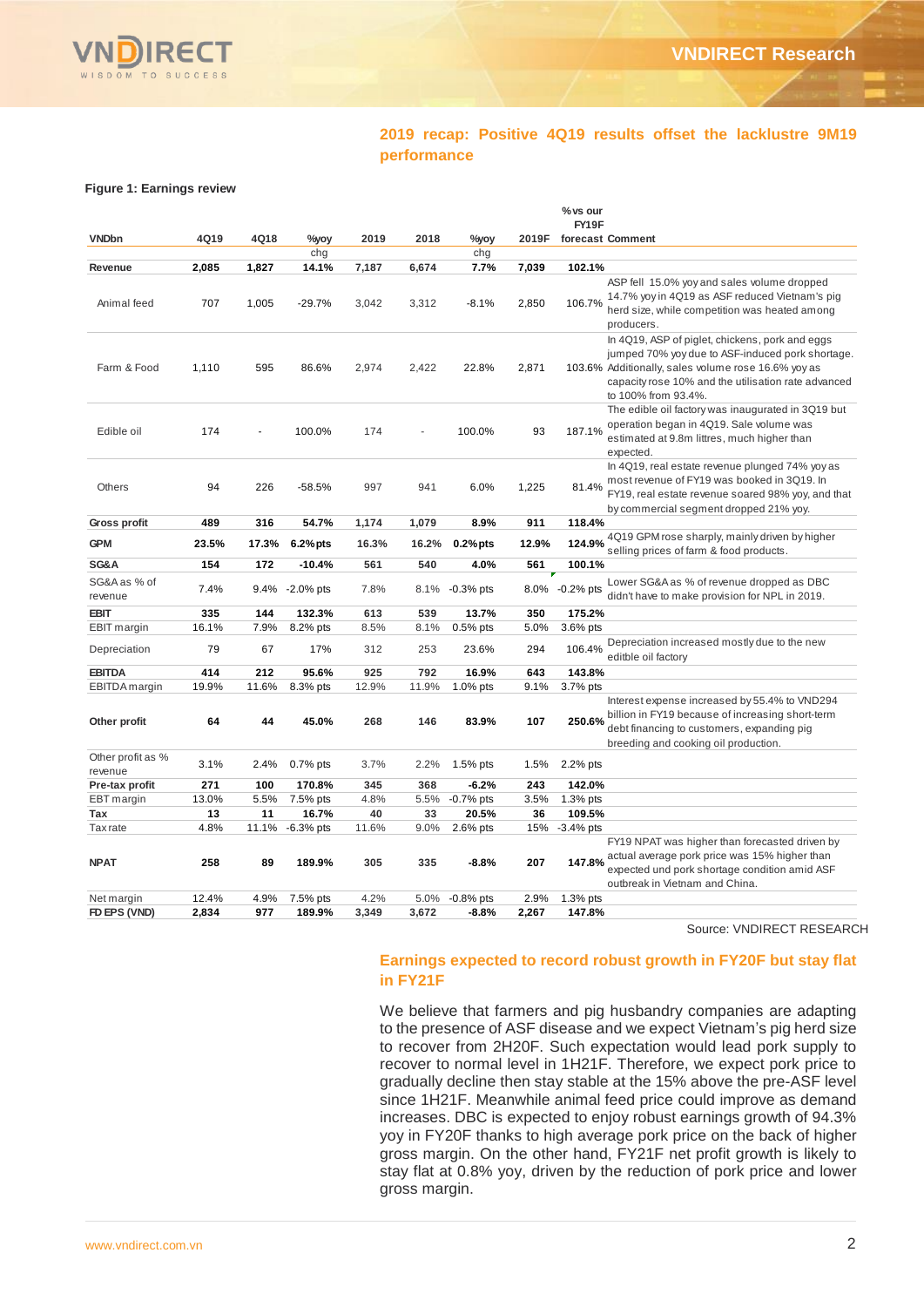## 2019 recap: Positive 4Q19 results offset the lacklustre 9M19 performance

**Figure 1: Earnings review**

| VNDbn | 4Q19 | 4Q18 | %yoy chg | 2019 | 2018 | %yoy chg | 2019F | %vs our FY19F forecast | Comment |
|---|---|---|---|---|---|---|---|---|---|
| **Revenue** | **2,085** | **1,827** | **14.1%** | **7,187** | **6,674** | **7.7%** | **7,039** | **102.1%** | |
| Animal feed | 707 | 1,005 | -29.7% | 3,042 | 3,312 | -8.1% | 2,850 | 106.7% | ASP fell 15.0% yoy and sales volume dropped 14.7% yoy in 4Q19 as ASF reduced Vietnam's pig herd size, while competition was heated among producers. |
| Farm & Food | 1,110 | 595 | 86.6% | 2,974 | 2,422 | 22.8% | 2,871 | 103.6% | In 4Q19, ASP of piglet, chickens, pork and eggs jumped 70% yoy due to ASF-induced pork shortage. Additionally, sales volume rose 16.6% yoy as capacity rose 10% and the utilisation rate advanced to 100% from 93.4%. |
| Edible oil | 174 | - | 100.0% | 174 | - | 100.0% | 93 | 187.1% | The edible oil factory was inaugurated in 3Q19 but operation began in 4Q19. Sale volume was estimated at 9.8m littres, much higher than expected. |
| Others | 94 | 226 | -58.5% | 997 | 941 | 6.0% | 1,225 | 81.4% | In 4Q19, real estate revenue plunged 74% yoy as most revenue of FY19 was booked in 3Q19. In FY19, real estate revenue soared 98% yoy, and that by commercial segment dropped 21% yoy. |
| **Gross profit** | **489** | **316** | **54.7%** | **1,174** | **1,079** | **8.9%** | **911** | **118.4%** | |
| **GPM** | **23.5%** | **17.3%** | **6.2%pts** | **16.3%** | **16.2%** | **0.2%pts** | **12.9%** | **124.9%** | 4Q19 GPM rose sharply, mainly driven by higher selling prices of farm & food products. |
| **SG&A** | **154** | **172** | **-10.4%** | **561** | **540** | **4.0%** | **561** | **100.1%** | |
| SG&A as % of revenue | 7.4% | 9.4% | -2.0% pts | 7.8% | 8.1% | -0.3% pts | 8.0% | -0.2% pts | Lower SG&A as % of revenue dropped as DBC didn't have to make provision for NPL in 2019. |
| **EBIT** | **335** | **144** | **132.3%** | **613** | **539** | **13.7%** | **350** | **175.2%** | |
| EBIT margin | 16.1% | 7.9% | 8.2% pts | 8.5% | 8.1% | 0.5% pts | 5.0% | 3.6% pts | |
| Depreciation | 79 | 67 | 17% | 312 | 253 | 23.6% | 294 | 106.4% | Depreciation increased mostly due to the new editble oil factory |
| **EBITDA** | **414** | **212** | **95.6%** | **925** | **792** | **16.9%** | **643** | **143.8%** | |
| EBITDA margin | 19.9% | 11.6% | 8.3% pts | 12.9% | 11.9% | 1.0% pts | 9.1% | 3.7% pts | |
| **Other profit** | **64** | **44** | **45.0%** | **268** | **146** | **83.9%** | **107** | **250.6%** | Interest expense increased by 55.4% to VND294 billion in FY19 because of increasing short-term debt financing to customers, expanding pig breeding and cooking oil production. |
| Other profit as % revenue | 3.1% | 2.4% | 0.7% pts | 3.7% | 2.2% | 1.5% pts | 1.5% | 2.2% pts | |
| **Pre-tax profit** | **271** | **100** | **170.8%** | **345** | **368** | **-6.2%** | **243** | **142.0%** | |
| EBT margin | 13.0% | 5.5% | 7.5% pts | 4.8% | 5.5% | -0.7% pts | 3.5% | 1.3% pts | |
| **Tax** | **13** | **11** | **16.7%** | **40** | **33** | **20.5%** | **36** | **109.5%** | |
| Tax rate | 4.8% | 11.1% | -6.3% pts | 11.6% | 9.0% | 2.6% pts | 15% | -3.4% pts | |
| **NPAT** | **258** | **89** | **189.9%** | **305** | **335** | **-8.8%** | **207** | **147.8%** | FY19 NPAT was higher than forecasted driven by actual average pork price was 15% higher than expected und pork shortage condition amid ASF outbreak in Vietnam and China. |
| Net margin | 12.4% | 4.9% | 7.5% pts | 4.2% | 5.0% | -0.8% pts | 2.9% | 1.3% pts | |
| **FD EPS (VND)** | **2,834** | **977** | **189.9%** | **3,349** | **3,672** | **-8.8%** | **2,267** | **147.8%** | |

Source: VNDIRECT RESEARCH

## Earnings expected to record robust growth in FY20F but stay flat in FY21F

We believe that farmers and pig husbandry companies are adapting to the presence of ASF disease and we expect Vietnam's pig herd size to recover from 2H20F. Such expectation would lead pork supply to recover to normal level in 1H21F. Therefore, we expect pork price to gradually decline then stay stable at the 15% above the pre-ASF level since 1H21F. Meanwhile animal feed price could improve as demand increases. DBC is expected to enjoy robust earnings growth of 94.3% yoy in FY20F thanks to high average pork price on the back of higher gross margin. On the other hand, FY21F net profit growth is likely to stay flat at 0.8% yoy, driven by the reduction of pork price and lower gross margin.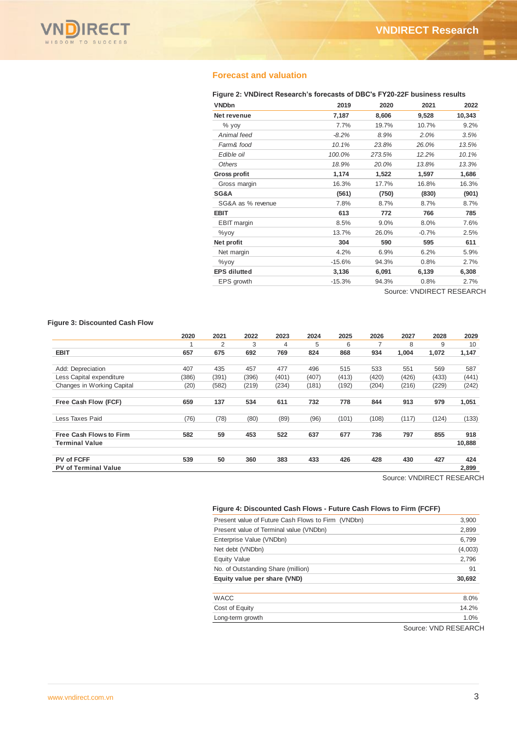## Forecast and valuation

**Figure 2: VNDirect Research's forecasts of DBC's FY20-22F business results**

| VNDbn | 2019 | 2020 | 2021 | 2022 |
|---|---|---|---|---|
| **Net revenue** | **7,187** | **8,606** | **9,528** | **10,343** |
| % yoy | 7.7% | 19.7% | 10.7% | 9.2% |
| *Animal feed* | *-8.2%* | *8.9%* | *2.0%* | *3.5%* |
| *Farm& food* | *10.1%* | *23.8%* | *26.0%* | *13.5%* |
| *Edible oil* | *100.0%* | *273.5%* | *12.2%* | *10.1%* |
| *Others* | *18.9%* | *20.0%* | *13.8%* | *13.3%* |
| **Gross profit** | **1,174** | **1,522** | **1,597** | **1,686** |
| Gross margin | 16.3% | 17.7% | 16.8% | 16.3% |
| **SG&A** | **(561)** | **(750)** | **(830)** | **(901)** |
| SG&A as % revenue | 7.8% | 8.7% | 8.7% | 8.7% |
| **EBIT** | **613** | **772** | **766** | **785** |
| EBIT margin | 8.5% | 9.0% | 8.0% | 7.6% |
| %yoy | 13.7% | 26.0% | -0.7% | 2.5% |
| **Net profit** | **304** | **590** | **595** | **611** |
| Net margin | 4.2% | 6.9% | 6.2% | 5.9% |
| %yoy | -15.6% | 94.3% | 0.8% | 2.7% |
| **EPS dilutted** | **3,136** | **6,091** | **6,139** | **6,308** |
| EPS growth | -15.3% | 94.3% | 0.8% | 2.7% |

Source: VNDIRECT RESEARCH

**Figure 3: Discounted Cash Flow**

| | 2020 | 2021 | 2022 | 2023 | 2024 | 2025 | 2026 | 2027 | 2028 | 2029 |
|---|---|---|---|---|---|---|---|---|---|---|
| | 1 | 2 | 3 | 4 | 5 | 6 | 7 | 8 | 9 | 10 |
| **EBIT** | **657** | **675** | **692** | **769** | **824** | **868** | **934** | **1,004** | **1,072** | **1,147** |
| Add: Depreciation | 407 | 435 | 457 | 477 | 496 | 515 | 533 | 551 | 569 | 587 |
| Less Capital expenditure | (386) | (391) | (396) | (401) | (407) | (413) | (420) | (426) | (433) | (441) |
| Changes in Working Capital | (20) | (582) | (219) | (234) | (181) | (192) | (204) | (216) | (229) | (242) |
| **Free Cash Flow (FCF)** | **659** | **137** | **534** | **611** | **732** | **778** | **844** | **913** | **979** | **1,051** |
| Less Taxes Paid | (76) | (78) | (80) | (89) | (96) | (101) | (108) | (117) | (124) | (133) |
| **Free Cash Flows to Firm** | **582** | **59** | **453** | **522** | **637** | **677** | **736** | **797** | **855** | **918** |
| **Terminal Value** | | | | | | | | | | **10,888** |
| **PV of FCFF** | **539** | **50** | **360** | **383** | **433** | **426** | **428** | **430** | **427** | **424** |
| **PV of Terminal Value** | | | | | | | | | | **2,899** |

Source: VNDIRECT RESEARCH

**Figure 4: Discounted Cash Flows - Future Cash Flows to Firm (FCFF)**

| | |
|---|---|
| Present value of Future Cash Flows to Firm (VNDbn) | 3,900 |
| Present value of Terminal value (VNDbn) | 2,899 |
| Enterprise Value (VNDbn) | 6,799 |
| Net debt (VNDbn) | (4,003) |
| Equity Value | 2,796 |
| No. of Outstanding Share (million) | 91 |
| **Equity value per share (VND)** | **30,692** |
| | |
| WACC | 8.0% |
| Cost of Equity | 14.2% |
| Long-term growth | 1.0% |

Source: VND RESEARCH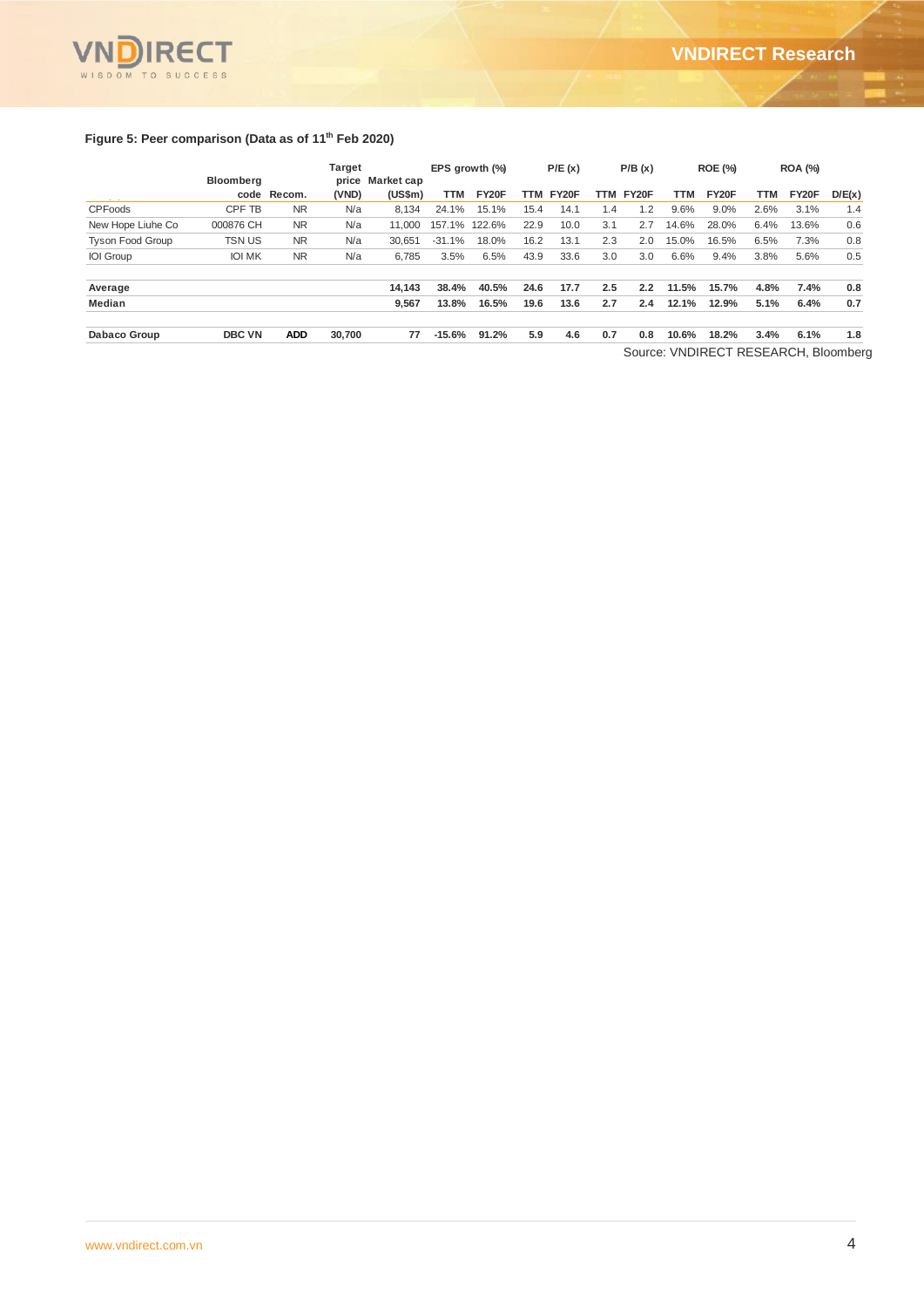**Figure 5: Peer comparison (Data as of 11th Feb 2020)**

| | Bloomberg code | Recom. | Target price (VND) | Market cap (US$m) | EPS growth (%) | | P/E (x) | | P/B (x) | | ROE (%) | | ROA (%) | | D/E(x) |
|---|---|---|---|---|---|---|---|---|---|---|---|---|---|---|---|
| | | | | | TTM | FY20F | TTM | FY20F | TTM | FY20F | TTM | FY20F | TTM | FY20F | |
| CPFoods | CPF TB | NR | N/a | 8,134 | 24.1% | 15.1% | 15.4 | 14.1 | 1.4 | 1.2 | 9.6% | 9.0% | 2.6% | 3.1% | 1.4 |
| New Hope Liuhe Co | 000876 CH | NR | N/a | 11,000 | 157.1% | 122.6% | 22.9 | 10.0 | 3.1 | 2.7 | 14.6% | 28.0% | 6.4% | 13.6% | 0.6 |
| Tyson Food Group | TSN US | NR | N/a | 30,651 | -31.1% | 18.0% | 16.2 | 13.1 | 2.3 | 2.0 | 15.0% | 16.5% | 6.5% | 7.3% | 0.8 |
| IOI Group | IOI MK | NR | N/a | 6,785 | 3.5% | 6.5% | 43.9 | 33.6 | 3.0 | 3.0 | 6.6% | 9.4% | 3.8% | 5.6% | 0.5 |
| **Average** | | | | **14,143** | **38.4%** | **40.5%** | **24.6** | **17.7** | **2.5** | **2.2** | **11.5%** | **15.7%** | **4.8%** | **7.4%** | **0.8** |
| **Median** | | | | **9,567** | **13.8%** | **16.5%** | **19.6** | **13.6** | **2.7** | **2.4** | **12.1%** | **12.9%** | **5.1%** | **6.4%** | **0.7** |
| **Dabaco Group** | **DBC VN** | **ADD** | **30,700** | **77** | **-15.6%** | **91.2%** | **5.9** | **4.6** | **0.7** | **0.8** | **10.6%** | **18.2%** | **3.4%** | **6.1%** | **1.8** |

Source: VNDIRECT RESEARCH, Bloomberg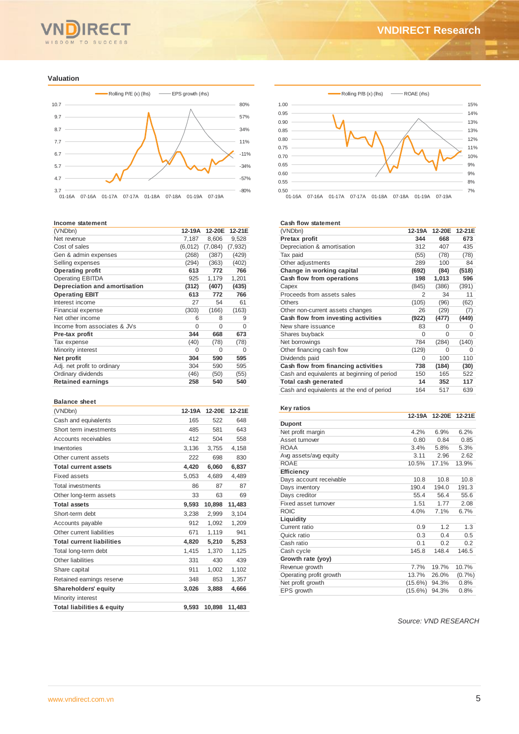## Valuation

Rolling P/E (x) (lhs) — EPS growth (rhs)

Rolling P/B (x) (lhs) — ROAE (rhs)

### Income statement

| (VNDbn) | 12-19A | 12-20E | 12-21E |
|---|---|---|---|
| Net revenue | 7,187 | 8,606 | 9,528 |
| Cost of sales | (6,012) | (7,084) | (7,932) |
| Gen & admin expenses | (268) | (387) | (429) |
| Selling expenses | (294) | (363) | (402) |
| **Operating profit** | **613** | **772** | **766** |
| Operating EBITDA | 925 | 1,179 | 1,201 |
| **Depreciation and amortisation** | **(312)** | **(407)** | **(435)** |
| **Operating EBIT** | **613** | **772** | **766** |
| Interest income | 27 | 54 | 61 |
| Financial expense | (303) | (166) | (163) |
| Net other income | 6 | 8 | 9 |
| Income from associates & JVs | 0 | 0 | 0 |
| **Pre-tax profit** | **344** | **668** | **673** |
| Tax expense | (40) | (78) | (78) |
| Minority interest | 0 | 0 | 0 |
| **Net profit** | **304** | **590** | **595** |
| Adj. net profit to ordinary | 304 | 590 | 595 |
| Ordinary dividends | (46) | (50) | (55) |
| **Retained earnings** | **258** | **540** | **540** |

### Balance sheet

| (VNDbn) | 12-19A | 12-20E | 12-21E |
|---|---|---|---|
| Cash and equivalents | 165 | 522 | 648 |
| Short term investments | 485 | 581 | 643 |
| Accounts receivables | 412 | 504 | 558 |
| Inventories | 3,136 | 3,755 | 4,158 |
| Other current assets | 222 | 698 | 830 |
| **Total current assets** | **4,420** | **6,060** | **6,837** |
| Fixed assets | 5,053 | 4,689 | 4,489 |
| Total investments | 86 | 87 | 87 |
| Other long-term assets | 33 | 63 | 69 |
| **Total assets** | **9,593** | **10,898** | **11,483** |
| Short-term debt | 3,238 | 2,999 | 3,104 |
| Accounts payable | 912 | 1,092 | 1,209 |
| Other current liabilities | 671 | 1,119 | 941 |
| **Total current liabilities** | **4,820** | **5,210** | **5,253** |
| Total long-term debt | 1,415 | 1,370 | 1,125 |
| Other liabilities | 331 | 430 | 439 |
| Share capital | 911 | 1,002 | 1,102 |
| Retained earnings reserve | 348 | 853 | 1,357 |
| **Shareholders' equity** | **3,026** | **3,888** | **4,666** |
| Minority interest | | | |
| **Total liabilities & equity** | **9,593** | **10,898** | **11,483** |

### Cash flow statement

| (VNDbn) | 12-19A | 12-20E | 12-21E |
|---|---|---|---|
| **Pretax profit** | **344** | **668** | **673** |
| Depreciation & amortisation | 312 | 407 | 435 |
| Tax paid | (55) | (78) | (78) |
| Other adjustments | 289 | 100 | 84 |
| **Change in working capital** | **(692)** | **(84)** | **(518)** |
| **Cash flow from operations** | **198** | **1,013** | **596** |
| Capex | (845) | (386) | (391) |
| Proceeds from assets sales | 2 | 34 | 11 |
| Others | (105) | (96) | (62) |
| Other non-current assets changes | 26 | (29) | (7) |
| **Cash flow from investing activities** | **(922)** | **(477)** | **(449)** |
| New share issuance | 83 | 0 | 0 |
| Shares buyback | 0 | 0 | 0 |
| Net borrowings | 784 | (284) | (140) |
| Other financing cash flow | (129) | 0 | 0 |
| Dividends paid | 0 | 100 | 110 |
| **Cash flow from financing activities** | **738** | **(184)** | **(30)** |
| Cash and equivalents at beginning of period | 150 | 165 | 522 |
| **Total cash generated** | **14** | **352** | **117** |
| Cash and equivalents at the end of period | 164 | 517 | 639 |

### Key ratios

| | 12-19A | 12-20E | 12-21E |
|---|---|---|---|
| **Dupont** | | | |
| Net profit margin | 4.2% | 6.9% | 6.2% |
| Asset turnover | 0.80 | 0.84 | 0.85 |
| ROAA | 3.4% | 5.8% | 5.3% |
| Avg assets/avg equity | 3.11 | 2.96 | 2.62 |
| ROAE | 10.5% | 17.1% | 13.9% |
| **Efficiency** | | | |
| Days account receivable | 10.8 | 10.8 | 10.8 |
| Days inventory | 190.4 | 194.0 | 191.3 |
| Days creditor | 55.4 | 56.4 | 55.6 |
| Fixed asset turnover | 1.51 | 1.77 | 2.08 |
| ROIC | 4.0% | 7.1% | 6.7% |
| **Liquidity** | | | |
| Current ratio | 0.9 | 1.2 | 1.3 |
| Quick ratio | 0.3 | 0.4 | 0.5 |
| Cash ratio | 0.1 | 0.2 | 0.2 |
| Cash cycle | 145.8 | 148.4 | 146.5 |
| **Growth rate (yoy)** | | | |
| Revenue growth | 7.7% | 19.7% | 10.7% |
| Operating profit growth | 13.7% | 26.0% | (0.7%) |
| Net profit growth | (15.6%) | 94.3% | 0.8% |
| EPS growth | (15.6%) | 94.3% | 0.8% |

*Source: VND RESEARCH*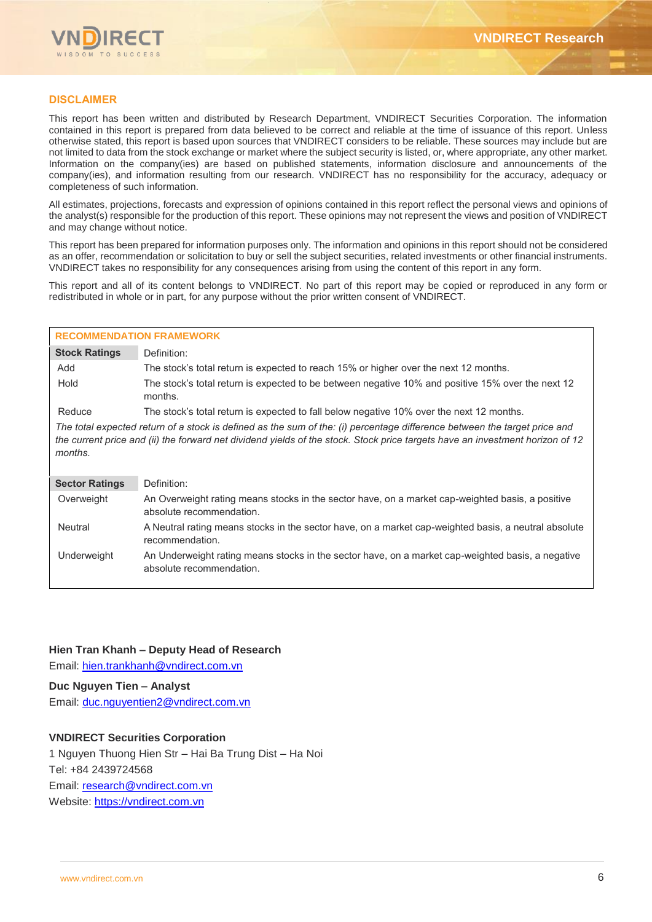## DISCLAIMER

This report has been written and distributed by Research Department, VNDIRECT Securities Corporation. The information contained in this report is prepared from data believed to be correct and reliable at the time of issuance of this report. Unless otherwise stated, this report is based upon sources that VNDIRECT considers to be reliable. These sources may include but are not limited to data from the stock exchange or market where the subject security is listed, or, where appropriate, any other market. Information on the company(ies) are based on published statements, information disclosure and announcements of the company(ies), and information resulting from our research. VNDIRECT has no responsibility for the accuracy, adequacy or completeness of such information.

All estimates, projections, forecasts and expression of opinions contained in this report reflect the personal views and opinions of the analyst(s) responsible for the production of this report. These opinions may not represent the views and position of VNDIRECT and may change without notice.

This report has been prepared for information purposes only. The information and opinions in this report should not be considered as an offer, recommendation or solicitation to buy or sell the subject securities, related investments or other financial instruments. VNDIRECT takes no responsibility for any consequences arising from using the content of this report in any form.

This report and all of its content belongs to VNDIRECT. No part of this report may be copied or reproduced in any form or redistributed in whole or in part, for any purpose without the prior written consent of VNDIRECT.

### RECOMMENDATION FRAMEWORK

| **Stock Ratings** | Definition: |
|---|---|
| Add | The stock's total return is expected to reach 15% or higher over the next 12 months. |
| Hold | The stock's total return is expected to be between negative 10% and positive 15% over the next 12 months. |
| Reduce | The stock's total return is expected to fall below negative 10% over the next 12 months. |

*The total expected return of a stock is defined as the sum of the: (i) percentage difference between the target price and the current price and (ii) the forward net dividend yields of the stock. Stock price targets have an investment horizon of 12 months.*

| **Sector Ratings** | Definition: |
|---|---|
| Overweight | An Overweight rating means stocks in the sector have, on a market cap-weighted basis, a positive absolute recommendation. |
| Neutral | A Neutral rating means stocks in the sector have, on a market cap-weighted basis, a neutral absolute recommendation. |
| Underweight | An Underweight rating means stocks in the sector have, on a market cap-weighted basis, a negative absolute recommendation. |

**Hien Tran Khanh – Deputy Head of Research**
Email: hien.trankhanh@vndirect.com.vn

**Duc Nguyen Tien – Analyst**
Email: duc.nguyentien2@vndirect.com.vn

**VNDIRECT Securities Corporation**
1 Nguyen Thuong Hien Str – Hai Ba Trung Dist – Ha Noi
Tel: +84 2439724568
Email: research@vndirect.com.vn
Website: https://vndirect.com.vn